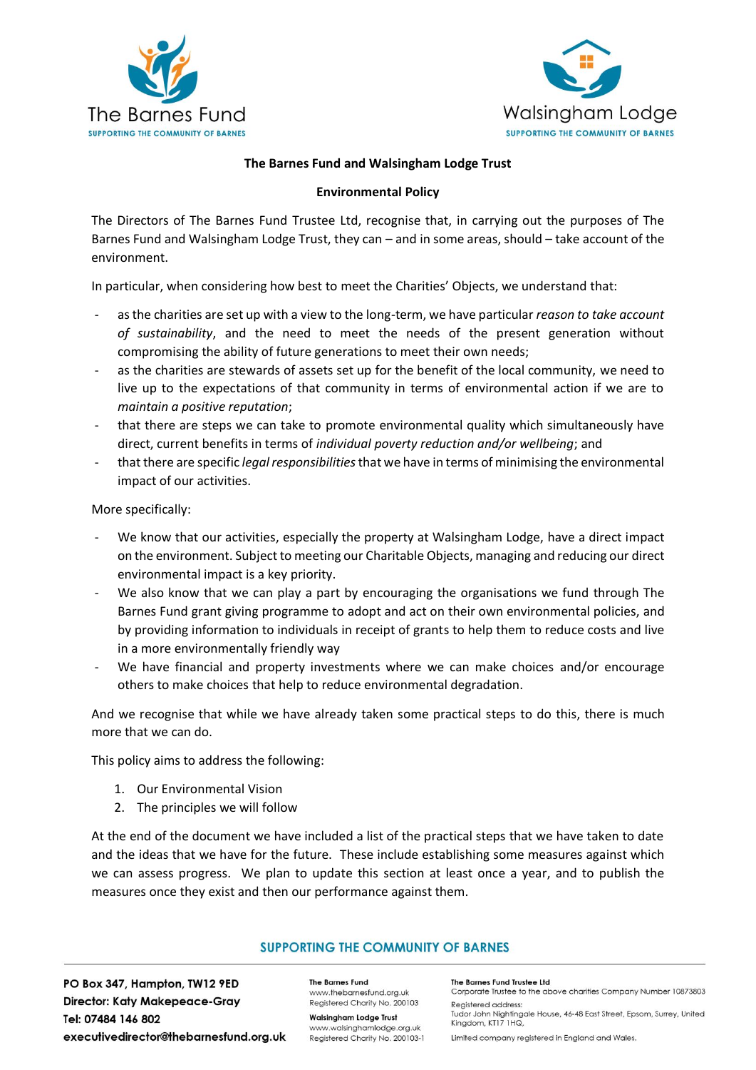**The Barnes Fund and Walsingham Lodge Trust**

**Environmental Policy**

The Directors of The Barnes Fund Trustee Ltd, recognise that, in carrying out the purposes of The Barnes Fund and Walsingham Lodge Trust, they can – and in some areas, should – take account of the environment.

In particular, when considering how best to meet the Charities' Objects, we understand that:

- as the charities are set up with a view to the long-term, we have particular *reason to take account of sustainability*, and the need to meet the needs of the present generation without compromising the ability of future generations to meet their own needs;
- as the charities are stewards of assets set up for the benefit of the local community, we need to live up to the expectations of that community in terms of environmental action if we are to *maintain a positive reputation*;
- that there are steps we can take to promote environmental quality which simultaneously have direct, current benefits in terms of *individual poverty reduction and/or wellbeing*; and
- that there are specific *legal responsibilities* that we have in terms of minimising the environmental impact of our activities.

More specifically:

- We know that our activities, especially the property at Walsingham Lodge, have a direct impact on the environment. Subject to meeting our Charitable Objects, managing and reducing our direct environmental impact is a key priority.
- We also know that we can play a part by encouraging the organisations we fund through The Barnes Fund grant giving programme to adopt and act on their own environmental policies, and by providing information to individuals in receipt of grants to help them to reduce costs and live in a more environmentally friendly way
- We have financial and property investments where we can make choices and/or encourage others to make choices that help to reduce environmental degradation.

And we recognise that while we have already taken some practical steps to do this, there is much more that we can do.

This policy aims to address the following:

1. Our Environmental Vision
2. The principles we will follow

At the end of the document we have included a list of the practical steps that we have taken to date and the ideas that we have for the future. These include establishing some measures against which we can assess progress. We plan to update this section at least once a year, and to publish the measures once they exist and then our performance against them.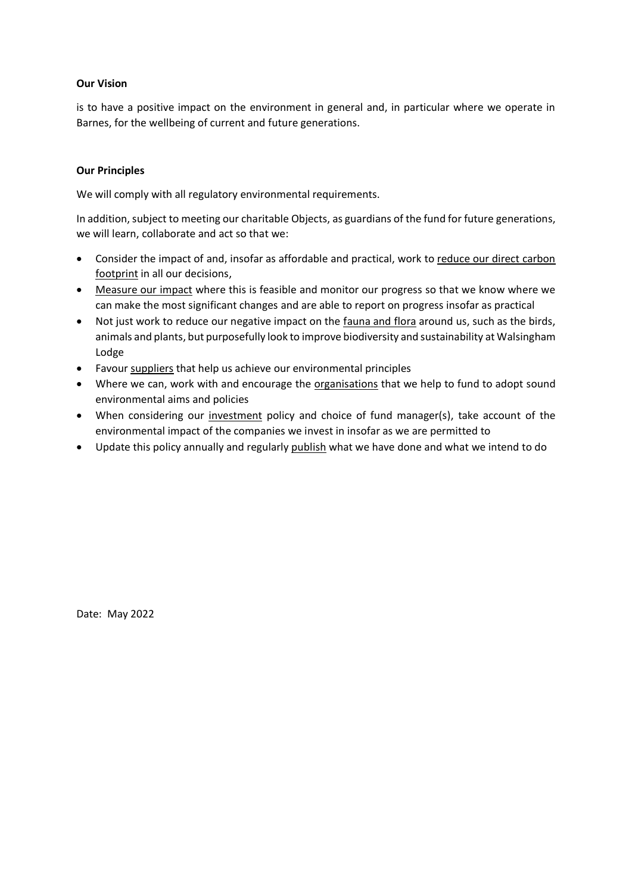**Our Vision**

is to have a positive impact on the environment in general and, in particular where we operate in Barnes, for the wellbeing of current and future generations.

**Our Principles**

We will comply with all regulatory environmental requirements.

In addition, subject to meeting our charitable Objects, as guardians of the fund for future generations, we will learn, collaborate and act so that we:

- Consider the impact of and, insofar as affordable and practical, work to <u>reduce our direct carbon footprint</u> in all our decisions,
- <u>Measure our impact</u> where this is feasible and monitor our progress so that we know where we can make the most significant changes and are able to report on progress insofar as practical
- Not just work to reduce our negative impact on the <u>fauna and flora</u> around us, such as the birds, animals and plants, but purposefully look to improve biodiversity and sustainability at Walsingham Lodge
- Favour <u>suppliers</u> that help us achieve our environmental principles
- Where we can, work with and encourage the <u>organisations</u> that we help to fund to adopt sound environmental aims and policies
- When considering our <u>investment</u> policy and choice of fund manager(s), take account of the environmental impact of the companies we invest in insofar as we are permitted to
- Update this policy annually and regularly <u>publish</u> what we have done and what we intend to do

Date: May 2022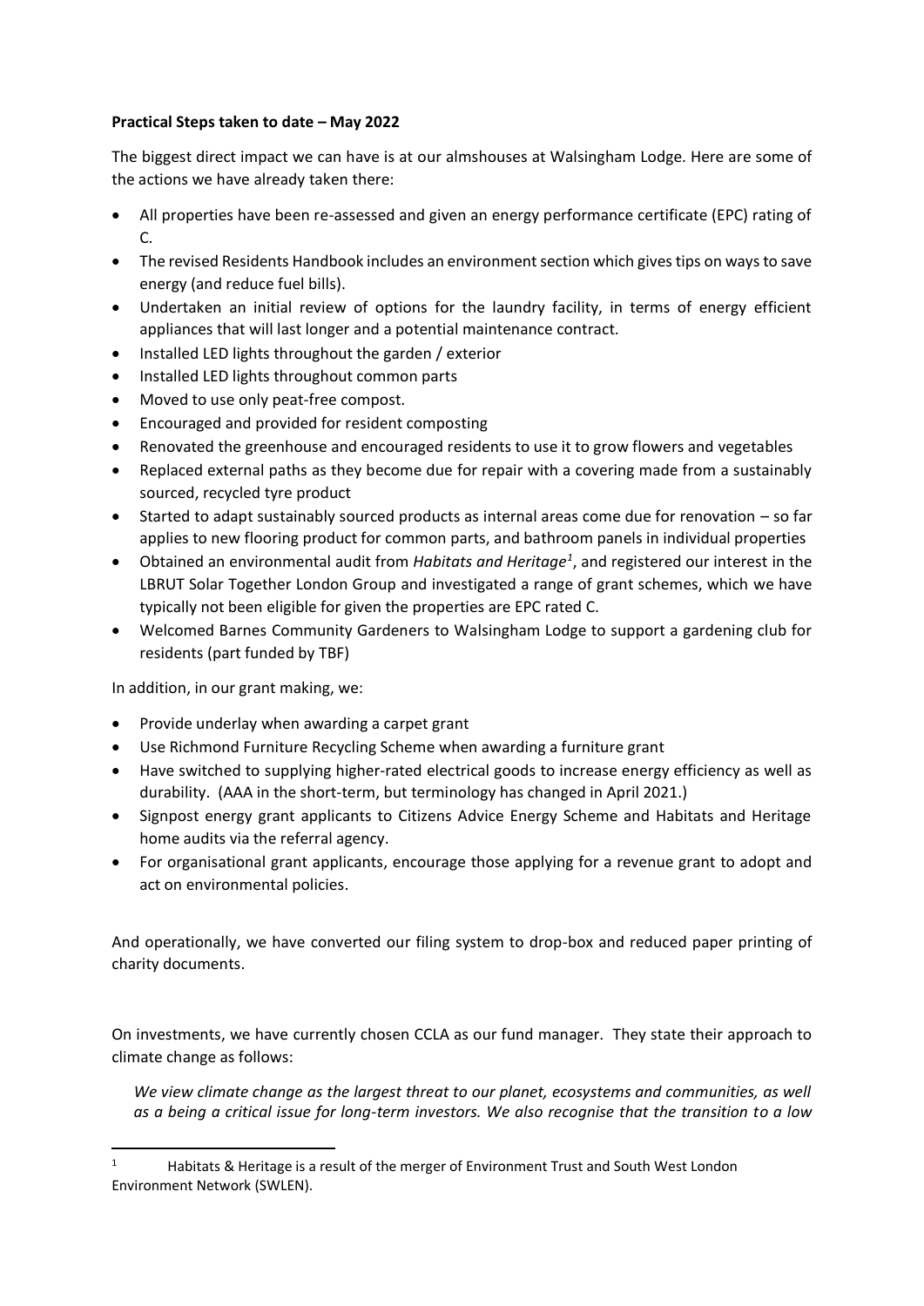**Practical Steps taken to date – May 2022**

The biggest direct impact we can have is at our almshouses at Walsingham Lodge. Here are some of the actions we have already taken there:

- All properties have been re-assessed and given an energy performance certificate (EPC) rating of C.
- The revised Residents Handbook includes an environment section which gives tips on ways to save energy (and reduce fuel bills).
- Undertaken an initial review of options for the laundry facility, in terms of energy efficient appliances that will last longer and a potential maintenance contract.
- Installed LED lights throughout the garden / exterior
- Installed LED lights throughout common parts
- Moved to use only peat-free compost.
- Encouraged and provided for resident composting
- Renovated the greenhouse and encouraged residents to use it to grow flowers and vegetables
- Replaced external paths as they become due for repair with a covering made from a sustainably sourced, recycled tyre product
- Started to adapt sustainably sourced products as internal areas come due for renovation – so far applies to new flooring product for common parts, and bathroom panels in individual properties
- Obtained an environmental audit from *Habitats and Heritage*[1], and registered our interest in the LBRUT Solar Together London Group and investigated a range of grant schemes, which we have typically not been eligible for given the properties are EPC rated C.
- Welcomed Barnes Community Gardeners to Walsingham Lodge to support a gardening club for residents (part funded by TBF)

In addition, in our grant making, we:

- Provide underlay when awarding a carpet grant
- Use Richmond Furniture Recycling Scheme when awarding a furniture grant
- Have switched to supplying higher-rated electrical goods to increase energy efficiency as well as durability. (AAA in the short-term, but terminology has changed in April 2021.)
- Signpost energy grant applicants to Citizens Advice Energy Scheme and Habitats and Heritage home audits via the referral agency.
- For organisational grant applicants, encourage those applying for a revenue grant to adopt and act on environmental policies.

And operationally, we have converted our filing system to drop-box and reduced paper printing of charity documents.

On investments, we have currently chosen CCLA as our fund manager. They state their approach to climate change as follows:

> *We view climate change as the largest threat to our planet, ecosystems and communities, as well as a being a critical issue for long-term investors. We also recognise that the transition to a low*

[1] Habitats & Heritage is a result of the merger of Environment Trust and South West London Environment Network (SWLEN).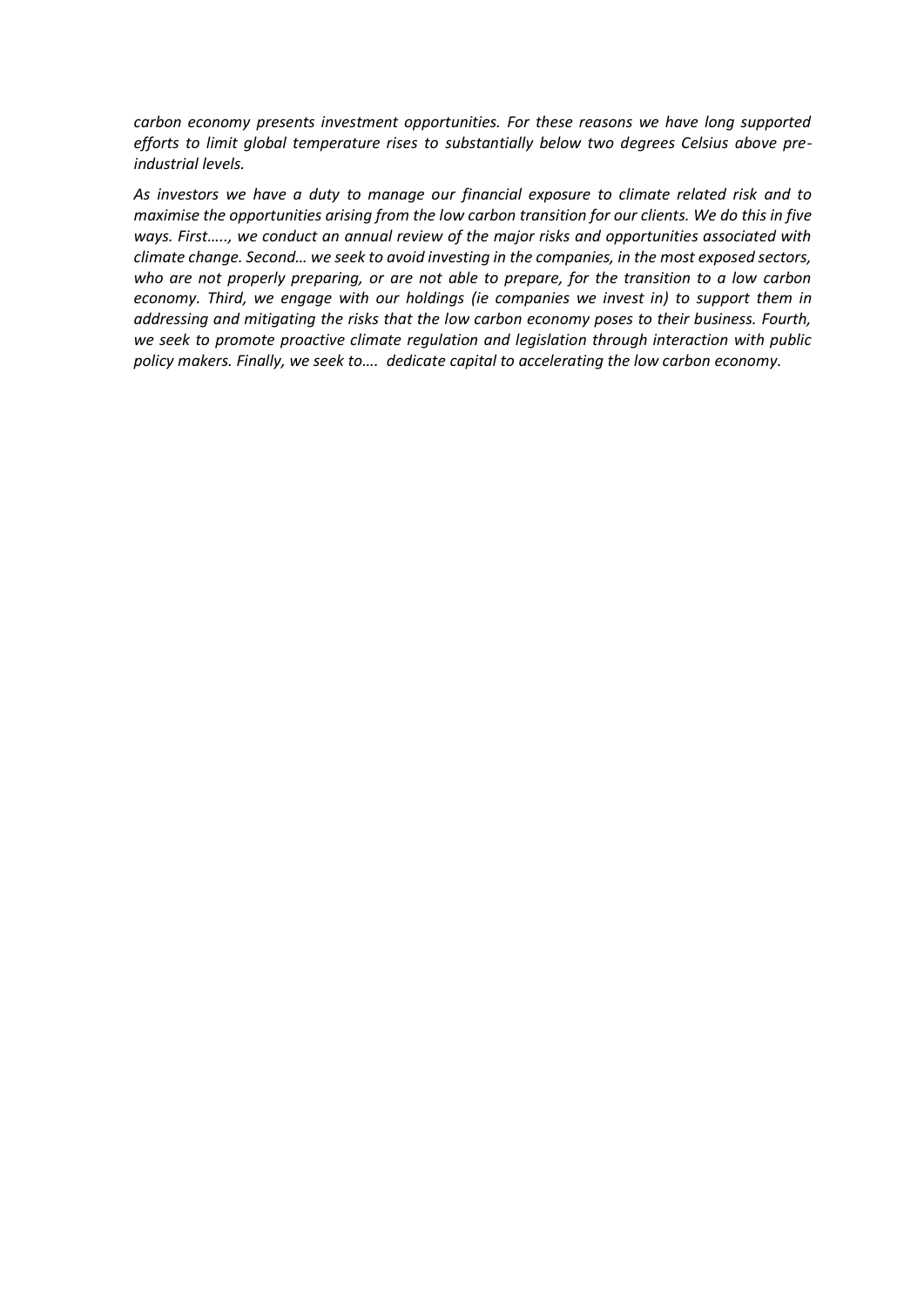*carbon economy presents investment opportunities. For these reasons we have long supported efforts to limit global temperature rises to substantially below two degrees Celsius above pre-industrial levels.*

*As investors we have a duty to manage our financial exposure to climate related risk and to maximise the opportunities arising from the low carbon transition for our clients. We do this in five ways. First….., we conduct an annual review of the major risks and opportunities associated with climate change. Second… we seek to avoid investing in the companies, in the most exposed sectors, who are not properly preparing, or are not able to prepare, for the transition to a low carbon economy. Third, we engage with our holdings (ie companies we invest in) to support them in addressing and mitigating the risks that the low carbon economy poses to their business. Fourth, we seek to promote proactive climate regulation and legislation through interaction with public policy makers. Finally, we seek to…. dedicate capital to accelerating the low carbon economy.*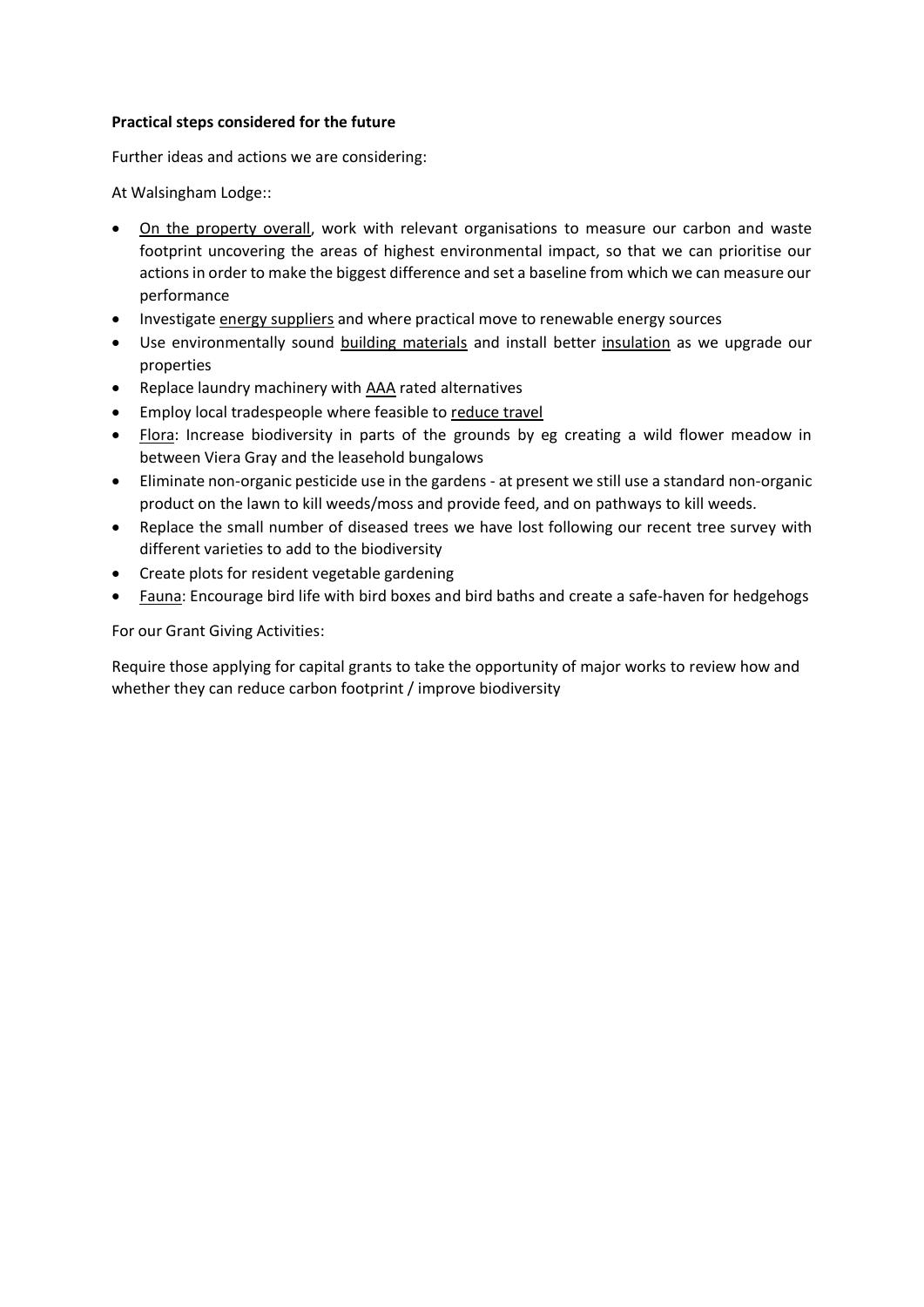**Practical steps considered for the future**

Further ideas and actions we are considering:

At Walsingham Lodge::

- On the property overall, work with relevant organisations to measure our carbon and waste footprint uncovering the areas of highest environmental impact, so that we can prioritise our actions in order to make the biggest difference and set a baseline from which we can measure our performance
- Investigate energy suppliers and where practical move to renewable energy sources
- Use environmentally sound building materials and install better insulation as we upgrade our properties
- Replace laundry machinery with AAA rated alternatives
- Employ local tradespeople where feasible to reduce travel
- Flora: Increase biodiversity in parts of the grounds by eg creating a wild flower meadow in between Viera Gray and the leasehold bungalows
- Eliminate non-organic pesticide use in the gardens - at present we still use a standard non-organic product on the lawn to kill weeds/moss and provide feed, and on pathways to kill weeds.
- Replace the small number of diseased trees we have lost following our recent tree survey with different varieties to add to the biodiversity
- Create plots for resident vegetable gardening
- Fauna: Encourage bird life with bird boxes and bird baths and create a safe-haven for hedgehogs

For our Grant Giving Activities:

Require those applying for capital grants to take the opportunity of major works to review how and whether they can reduce carbon footprint / improve biodiversity